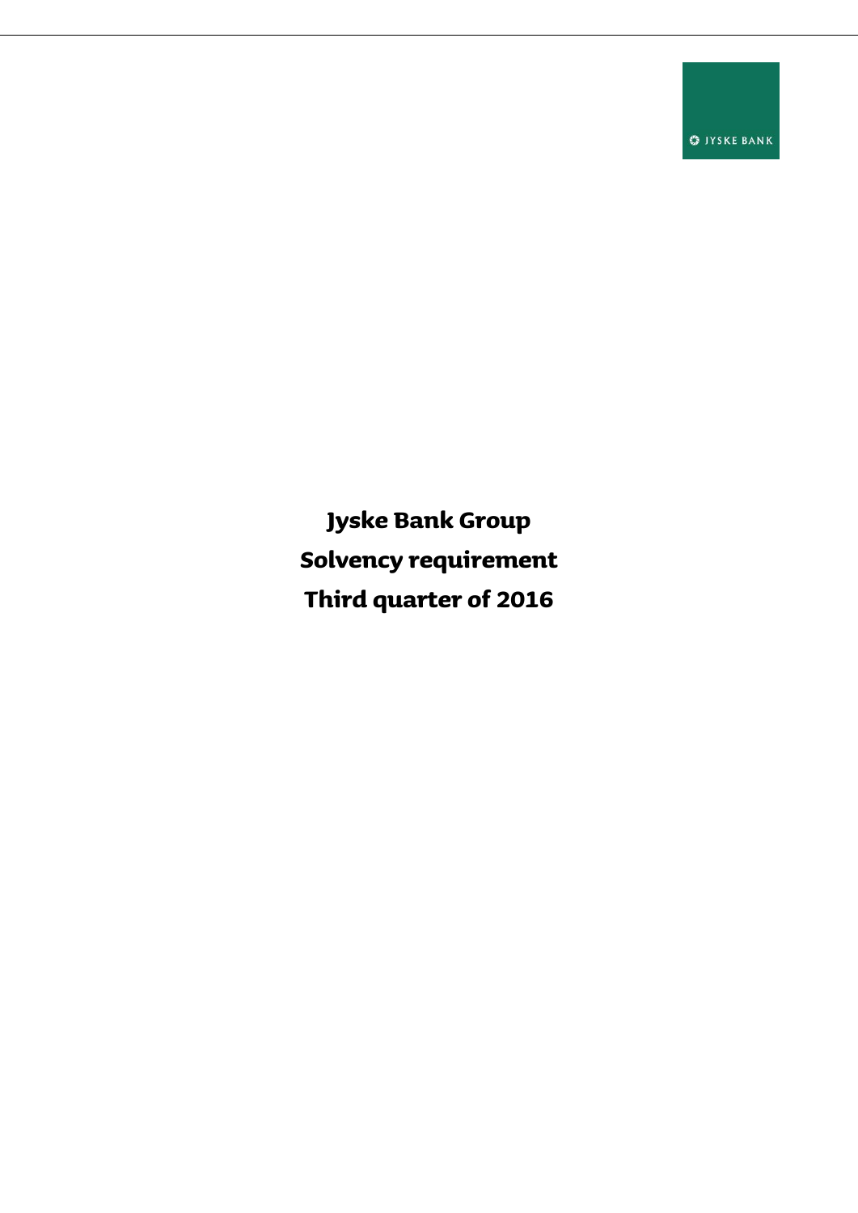JYSKE BANK

# Jyske Bank Group

# Solvency requirement

# Third quarter of 2016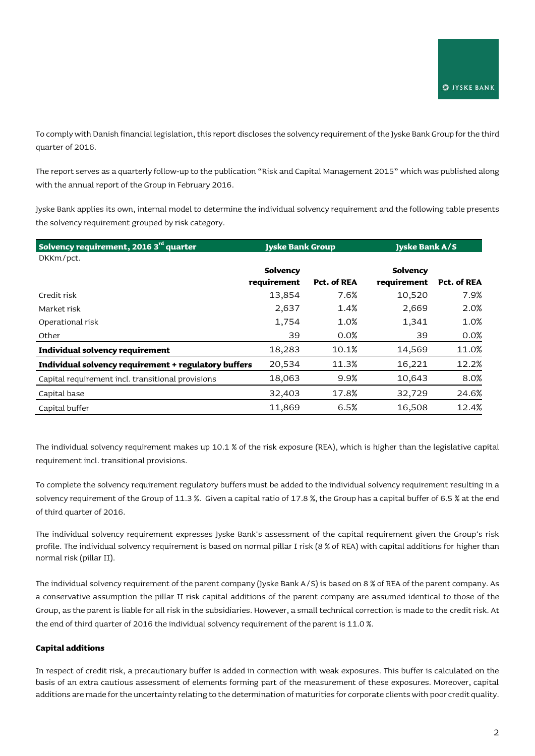To comply with Danish financial legislation, this report discloses the solvency requirement of the Jyske Bank Group for the third quarter of 2016.

The report serves as a quarterly follow-up to the publication "Risk and Capital Management 2015" which was published along with the annual report of the Group in February 2016.

Jyske Bank applies its own, internal model to determine the individual solvency requirement and the following table presents the solvency requirement grouped by risk category.

| **Solvency requirement, 2016 3rd quarter** | **Jyske Bank Group** | | **Jyske Bank A/S** | |
|---|---|---|---|---|
| DKKm/pct. | | | | |
| | **Solvency requirement** | **Pct. of REA** | **Solvency requirement** | **Pct. of REA** |
| Credit risk | 13,854 | 7.6% | 10,520 | 7.9% |
| Market risk | 2,637 | 1.4% | 2,669 | 2.0% |
| Operational risk | 1,754 | 1.0% | 1,341 | 1.0% |
| Other | 39 | 0.0% | 39 | 0.0% |
| **Individual solvency requirement** | 18,283 | 10.1% | 14,569 | 11.0% |
| **Individual solvency requirement + regulatory buffers** | 20,534 | 11.3% | 16,221 | 12.2% |
| Capital requirement incl. transitional provisions | 18,063 | 9.9% | 10,643 | 8.0% |
| Capital base | 32,403 | 17.8% | 32,729 | 24.6% |
| Capital buffer | 11,869 | 6.5% | 16,508 | 12.4% |

The individual solvency requirement makes up 10.1 % of the risk exposure (REA), which is higher than the legislative capital requirement incl. transitional provisions.

To complete the solvency requirement regulatory buffers must be added to the individual solvency requirement resulting in a solvency requirement of the Group of 11.3 %. Given a capital ratio of 17.8 %, the Group has a capital buffer of 6.5 % at the end of third quarter of 2016.

The individual solvency requirement expresses Jyske Bank's assessment of the capital requirement given the Group's risk profile. The individual solvency requirement is based on normal pillar I risk (8 % of REA) with capital additions for higher than normal risk (pillar II).

The individual solvency requirement of the parent company (Jyske Bank A/S) is based on 8 % of REA of the parent company. As a conservative assumption the pillar II risk capital additions of the parent company are assumed identical to those of the Group, as the parent is liable for all risk in the subsidiaries. However, a small technical correction is made to the credit risk. At the end of third quarter of 2016 the individual solvency requirement of the parent is 11.0 %.

**Capital additions**

In respect of credit risk, a precautionary buffer is added in connection with weak exposures. This buffer is calculated on the basis of an extra cautious assessment of elements forming part of the measurement of these exposures. Moreover, capital additions are made for the uncertainty relating to the determination of maturities for corporate clients with poor credit quality.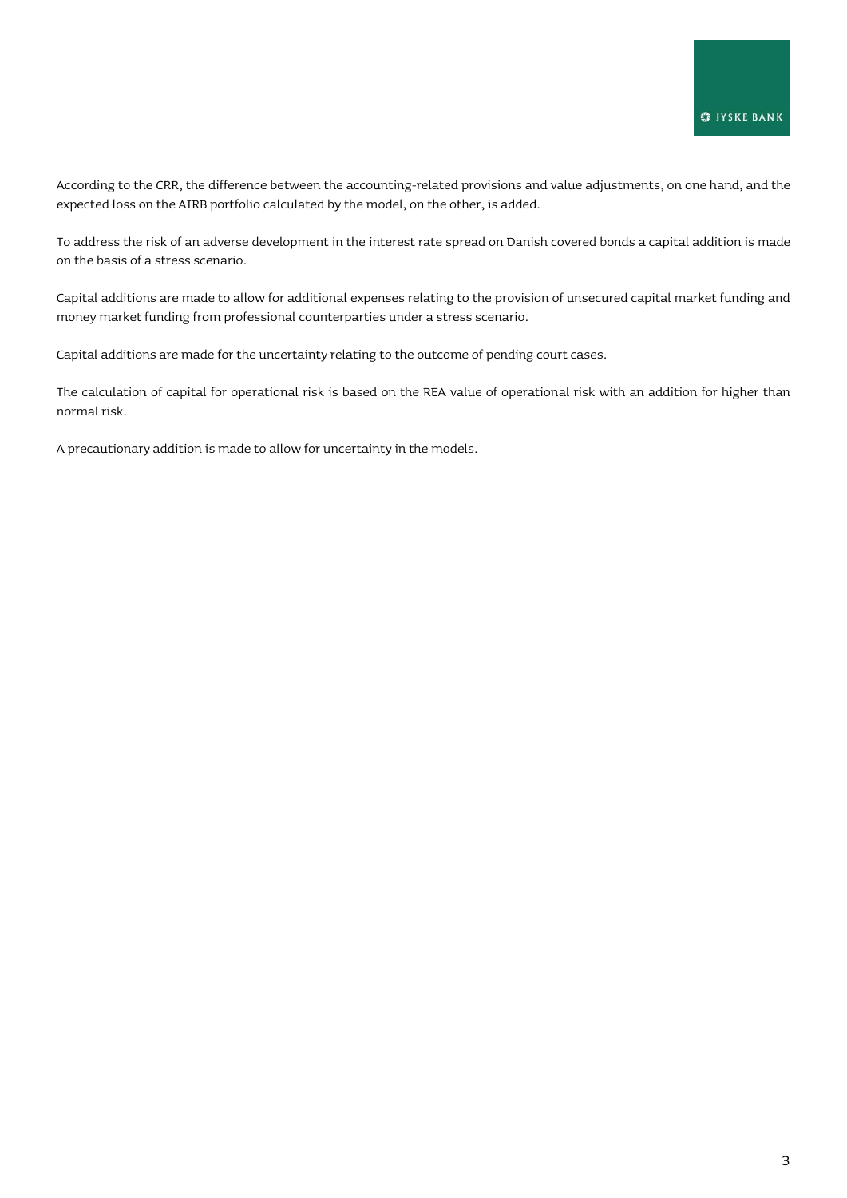According to the CRR, the difference between the accounting-related provisions and value adjustments, on one hand, and the expected loss on the AIRB portfolio calculated by the model, on the other, is added.

To address the risk of an adverse development in the interest rate spread on Danish covered bonds a capital addition is made on the basis of a stress scenario.

Capital additions are made to allow for additional expenses relating to the provision of unsecured capital market funding and money market funding from professional counterparties under a stress scenario.

Capital additions are made for the uncertainty relating to the outcome of pending court cases.

The calculation of capital for operational risk is based on the REA value of operational risk with an addition for higher than normal risk.

A precautionary addition is made to allow for uncertainty in the models.